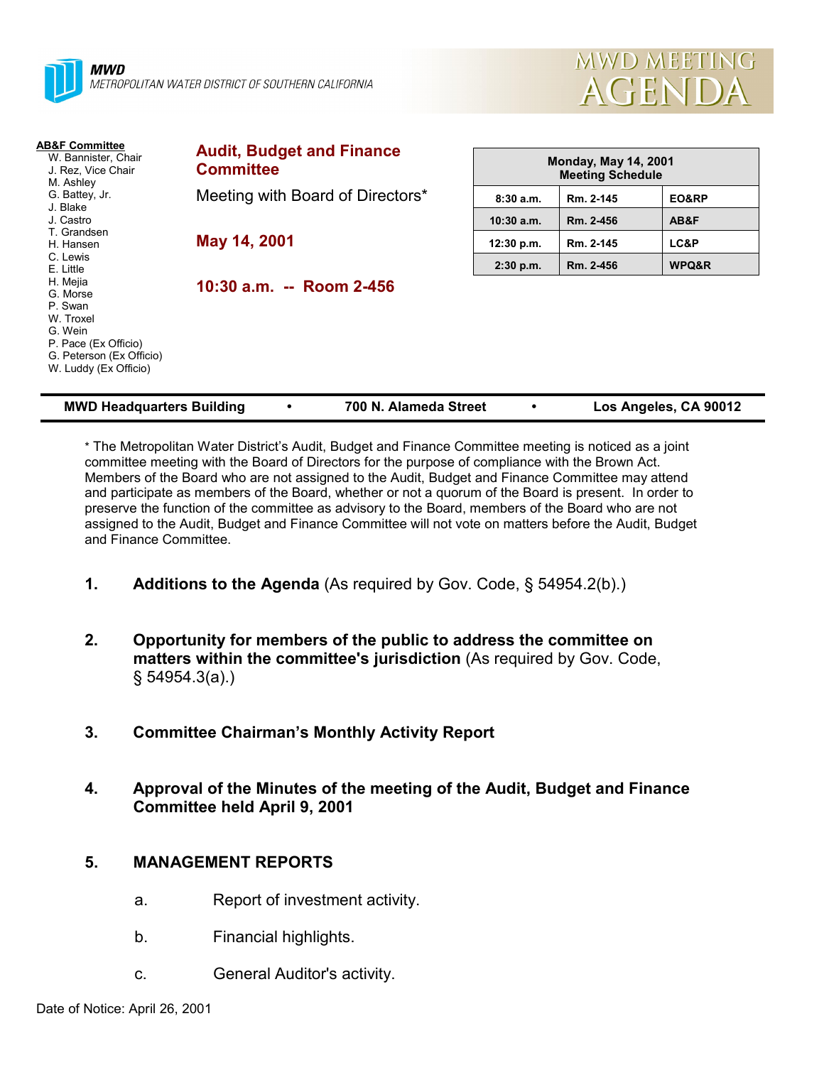**MWD**
METROPOLITAN WATER DISTRICT OF SOUTHERN CALIFORNIA

# MWD MEETING AGENDA

**AB&F Committee**
- W. Bannister, Chair
- J. Rez, Vice Chair
- M. Ashley
- G. Battey, Jr.
- J. Blake
- J. Castro
- T. Grandsen
- H. Hansen
- C. Lewis
- E. Little
- H. Mejia
- G. Morse
- P. Swan
- W. Troxel
- G. Wein
- P. Pace (Ex Officio)
- G. Peterson (Ex Officio)
- W. Luddy (Ex Officio)

## Audit, Budget and Finance Committee

Meeting with Board of Directors*

**May 14, 2001**

**10:30 a.m. -- Room 2-456**

| Monday, May 14, 2001 Meeting Schedule | | |
|---|---|---|
| 8:30 a.m. | Rm. 2-145 | EO&RP |
| 10:30 a.m. | Rm. 2-456 | AB&F |
| 12:30 p.m. | Rm. 2-145 | LC&P |
| 2:30 p.m. | Rm. 2-456 | WPQ&R |

**MWD Headquarters Building • 700 N. Alameda Street • Los Angeles, CA 90012**

* The Metropolitan Water District's Audit, Budget and Finance Committee meeting is noticed as a joint committee meeting with the Board of Directors for the purpose of compliance with the Brown Act. Members of the Board who are not assigned to the Audit, Budget and Finance Committee may attend and participate as members of the Board, whether or not a quorum of the Board is present. In order to preserve the function of the committee as advisory to the Board, members of the Board who are not assigned to the Audit, Budget and Finance Committee will not vote on matters before the Audit, Budget and Finance Committee.

1. **Additions to the Agenda** (As required by Gov. Code, § 54954.2(b).)

2. **Opportunity for members of the public to address the committee on matters within the committee's jurisdiction** (As required by Gov. Code, § 54954.3(a).)

3. **Committee Chairman's Monthly Activity Report**

4. **Approval of the Minutes of the meeting of the Audit, Budget and Finance Committee held April 9, 2001**

5. **MANAGEMENT REPORTS**

   a. Report of investment activity.

   b. Financial highlights.

   c. General Auditor's activity.

Date of Notice: April 26, 2001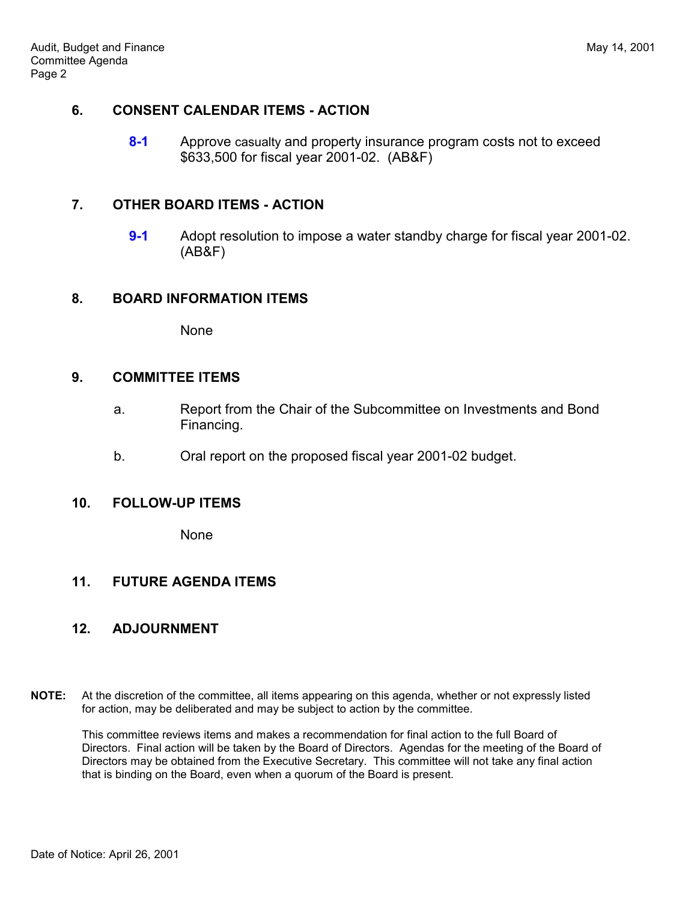## 6. CONSENT CALENDAR ITEMS - ACTION

**8-1** Approve casualty and property insurance program costs not to exceed $633,500 for fiscal year 2001-02. (AB&F)

## 7. OTHER BOARD ITEMS - ACTION

**9-1** Adopt resolution to impose a water standby charge for fiscal year 2001-02. (AB&F)

## 8. BOARD INFORMATION ITEMS

None

## 9. COMMITTEE ITEMS

a. Report from the Chair of the Subcommittee on Investments and Bond Financing.

b. Oral report on the proposed fiscal year 2001-02 budget.

## 10. FOLLOW-UP ITEMS

None

## 11. FUTURE AGENDA ITEMS

## 12. ADJOURNMENT

**NOTE:** At the discretion of the committee, all items appearing on this agenda, whether or not expressly listed for action, may be deliberated and may be subject to action by the committee.

This committee reviews items and makes a recommendation for final action to the full Board of Directors. Final action will be taken by the Board of Directors. Agendas for the meeting of the Board of Directors may be obtained from the Executive Secretary. This committee will not take any final action that is binding on the Board, even when a quorum of the Board is present.

Date of Notice: April 26, 2001